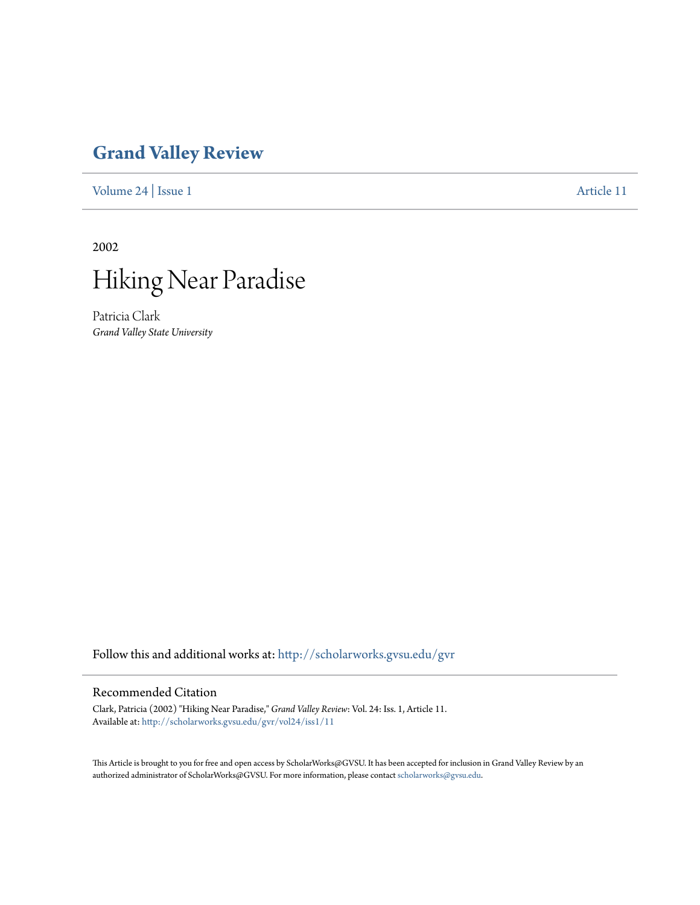# Grand Valley Review

Volume 24 | Issue 1 Article 11

2002

# Hiking Near Paradise

Patricia Clark
*Grand Valley State University*

Follow this and additional works at: http://scholarworks.gvsu.edu/gvr

## Recommended Citation

Clark, Patricia (2002) "Hiking Near Paradise," *Grand Valley Review*: Vol. 24: Iss. 1, Article 11.
Available at: http://scholarworks.gvsu.edu/gvr/vol24/iss1/11

This Article is brought to you for free and open access by ScholarWorks@GVSU. It has been accepted for inclusion in Grand Valley Review by an authorized administrator of ScholarWorks@GVSU. For more information, please contact scholarworks@gvsu.edu.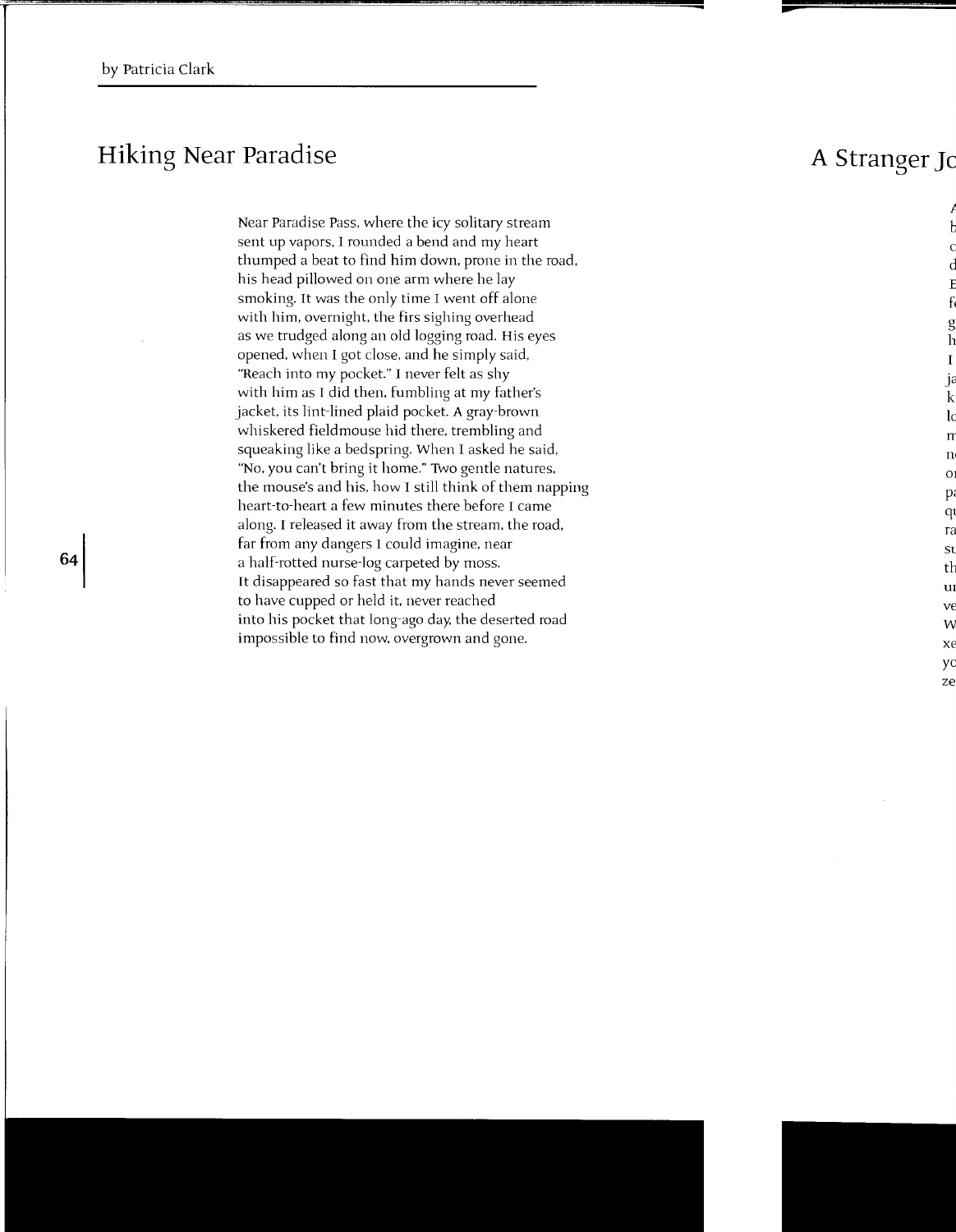by Patricia Clark

# Hiking Near Paradise

Near Paradise Pass, where the icy solitary stream
sent up vapors, I rounded a bend and my heart
thumped a beat to find him down, prone in the road,
his head pillowed on one arm where he lay
smoking. It was the only time I went off alone
with him, overnight, the firs sighing overhead
as we trudged along an old logging road. His eyes
opened, when I got close, and he simply said,
"Reach into my pocket." I never felt as shy
with him as I did then, fumbling at my father's
jacket, its lint-lined plaid pocket. A gray-brown
whiskered fieldmouse hid there, trembling and
squeaking like a bedspring. When I asked he said,
"No, you can't bring it home." Two gentle natures,
the mouse's and his, how I still think of them napping
heart-to-heart a few minutes there before I came
along. I released it away from the stream, the road,
far from any dangers I could imagine, near
a half-rotted nurse-log carpeted by moss.
It disappeared so fast that my hands never seemed
to have cupped or held it, never reached
into his pocket that long-ago day, the deserted road
impossible to find now, overgrown and gone.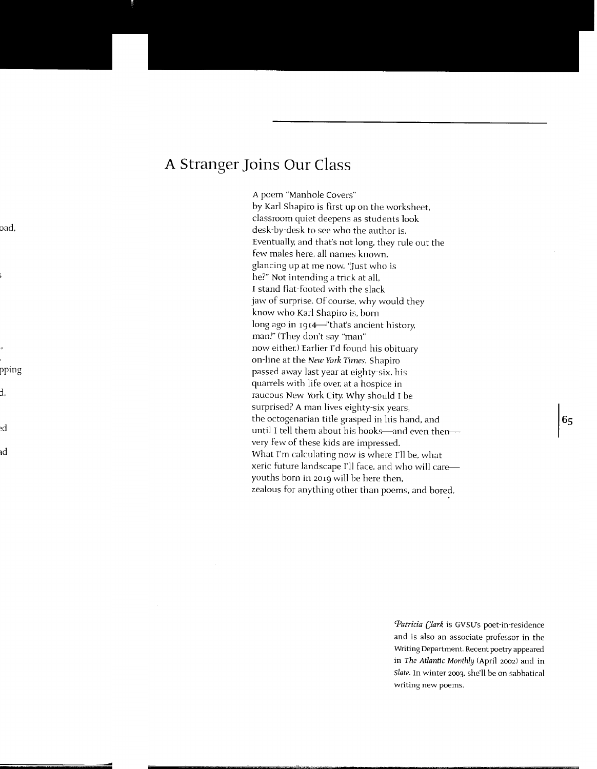# A Stranger Joins Our Class

A poem "Manhole Covers"  
by Karl Shapiro is first up on the worksheet,  
classroom quiet deepens as students look  
desk-by-desk to see who the author is.  
Eventually, and that's not long, they rule out the  
few males here, all names known,  
glancing up at me now. "Just who is  
he?" Not intending a trick at all,  
I stand flat-footed with the slack  
jaw of surprise. Of course, why would they  
know who Karl Shapiro is, born  
long ago in 1914—"that's ancient history,  
man!" (They don't say "man"  
now either.) Earlier I'd found his obituary  
on-line at the *New York Times*. Shapiro  
passed away last year at eighty-six, his  
quarrels with life over, at a hospice in  
raucous New York City. Why should I be  
surprised? A man lives eighty-six years,  
the octogenarian title grasped in his hand, and  
until I tell them about his books—and even then—  
very few of these kids are impressed.  
What I'm calculating now is where I'll be, what  
xeric future landscape I'll face, and who will care—  
youths born in 2019 will be here then,  
zealous for anything other than poems, and bored.

*Patricia Clark* is GVSU's poet-in-residence and is also an associate professor in the Writing Department. Recent poetry appeared in *The Atlantic Monthly* (April 2002) and in *Slate*. In winter 2003, she'll be on sabbatical writing new poems.